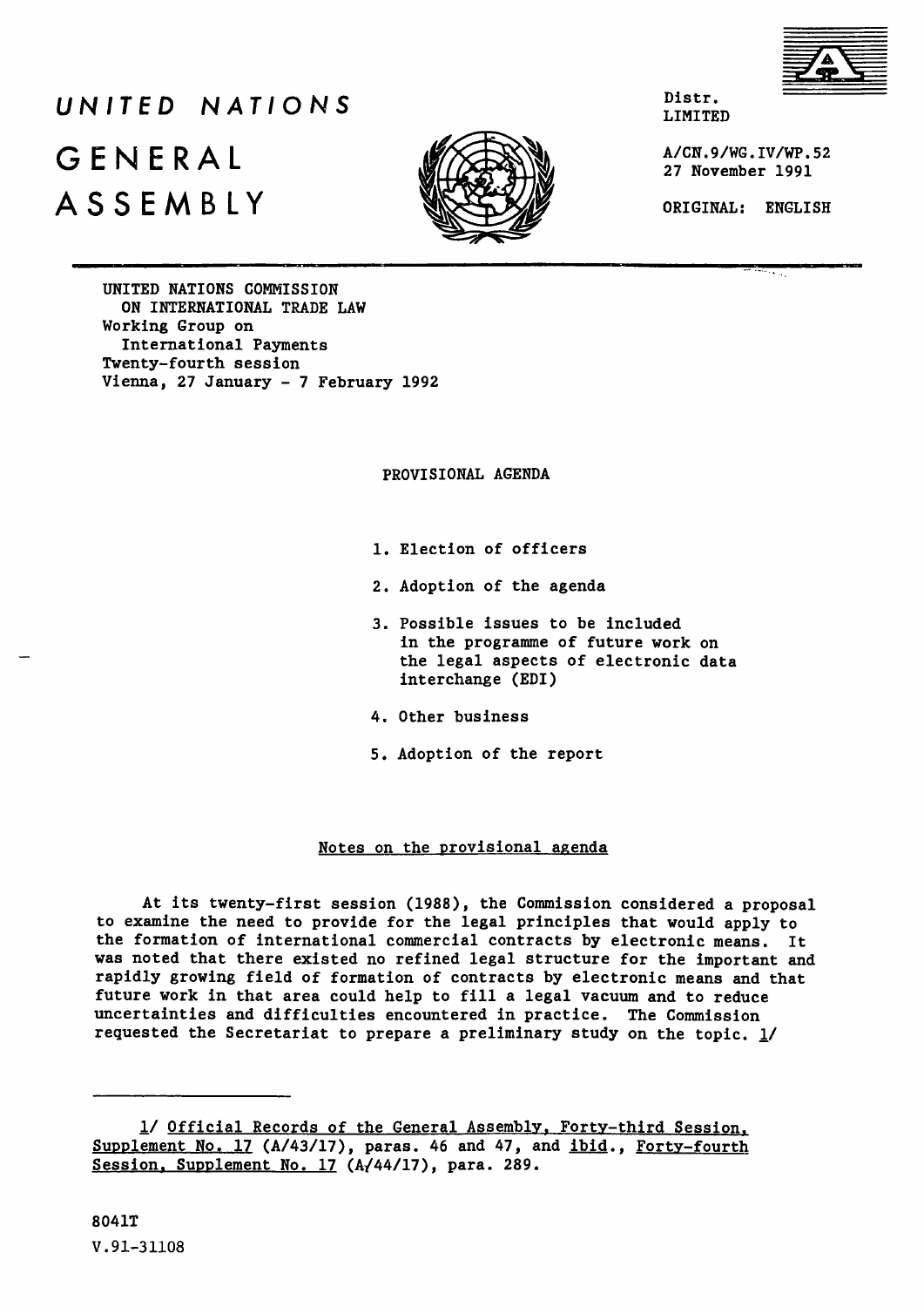# UNITED NATIONS
# GENERAL ASSEMBLY

Distr.
LIMITED

A/CN.9/WG.IV/WP.52
27 November 1991

ORIGINAL: ENGLISH

UNITED NATIONS COMMISSION
ON INTERNATIONAL TRADE LAW
Working Group on
International Payments
Twenty-fourth session
Vienna, 27 January - 7 February 1992

## PROVISIONAL AGENDA

1. Election of officers
2. Adoption of the agenda
3. Possible issues to be included in the programme of future work on the legal aspects of electronic data interchange (EDI)
4. Other business
5. Adoption of the report

### Notes on the provisional agenda

At its twenty-first session (1988), the Commission considered a proposal to examine the need to provide for the legal principles that would apply to the formation of international commercial contracts by electronic means. It was noted that there existed no refined legal structure for the important and rapidly growing field of formation of contracts by electronic means and that future work in that area could help to fill a legal vacuum and to reduce uncertainties and difficulties encountered in practice. The Commission requested the Secretariat to prepare a preliminary study on the topic. 1/

---

1/ Official Records of the General Assembly, Forty-third Session, Supplement No. 17 (A/43/17), paras. 46 and 47, and ibid., Forty-fourth Session, Supplement No. 17 (A/44/17), para. 289.

8041T
V.91-31108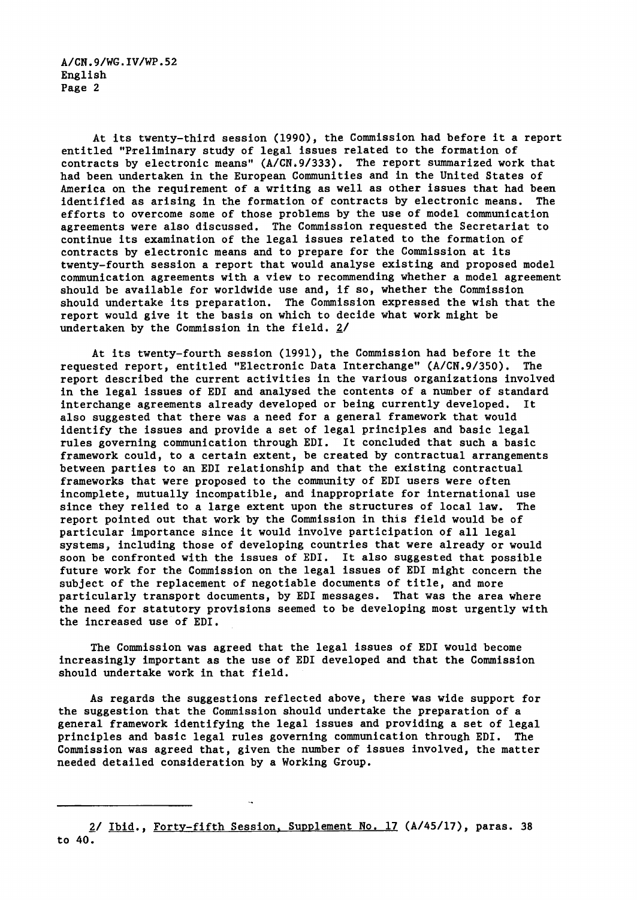At its twenty-third session (1990), the Commission had before it a report entitled "Preliminary study of legal issues related to the formation of contracts by electronic means" (A/CN.9/333). The report summarized work that had been undertaken in the European Communities and in the United States of America on the requirement of a writing as well as other issues that had been identified as arising in the formation of contracts by electronic means. The efforts to overcome some of those problems by the use of model communication agreements were also discussed. The Commission requested the Secretariat to continue its examination of the legal issues related to the formation of contracts by electronic means and to prepare for the Commission at its twenty-fourth session a report that would analyse existing and proposed model communication agreements with a view to recommending whether a model agreement should be available for worldwide use and, if so, whether the Commission should undertake its preparation. The Commission expressed the wish that the report would give it the basis on which to decide what work might be undertaken by the Commission in the field. 2/

At its twenty-fourth session (1991), the Commission had before it the requested report, entitled "Electronic Data Interchange" (A/CN.9/350). The report described the current activities in the various organizations involved in the legal issues of EDI and analysed the contents of a number of standard interchange agreements already developed or being currently developed. It also suggested that there was a need for a general framework that would identify the issues and provide a set of legal principles and basic legal rules governing communication through EDI. It concluded that such a basic framework could, to a certain extent, be created by contractual arrangements between parties to an EDI relationship and that the existing contractual frameworks that were proposed to the community of EDI users were often incomplete, mutually incompatible, and inappropriate for international use since they relied to a large extent upon the structures of local law. The report pointed out that work by the Commission in this field would be of particular importance since it would involve participation of all legal systems, including those of developing countries that were already or would soon be confronted with the issues of EDI. It also suggested that possible future work for the Commission on the legal issues of EDI might concern the subject of the replacement of negotiable documents of title, and more particularly transport documents, by EDI messages. That was the area where the need for statutory provisions seemed to be developing most urgently with the increased use of EDI.

The Commission was agreed that the legal issues of EDI would become increasingly important as the use of EDI developed and that the Commission should undertake work in that field.

As regards the suggestions reflected above, there was wide support for the suggestion that the Commission should undertake the preparation of a general framework identifying the legal issues and providing a set of legal principles and basic legal rules governing communication through EDI. The Commission was agreed that, given the number of issues involved, the matter needed detailed consideration by a Working Group.

---

2/ Ibid., Forty-fifth Session, Supplement No. 17 (A/45/17), paras. 38 to 40.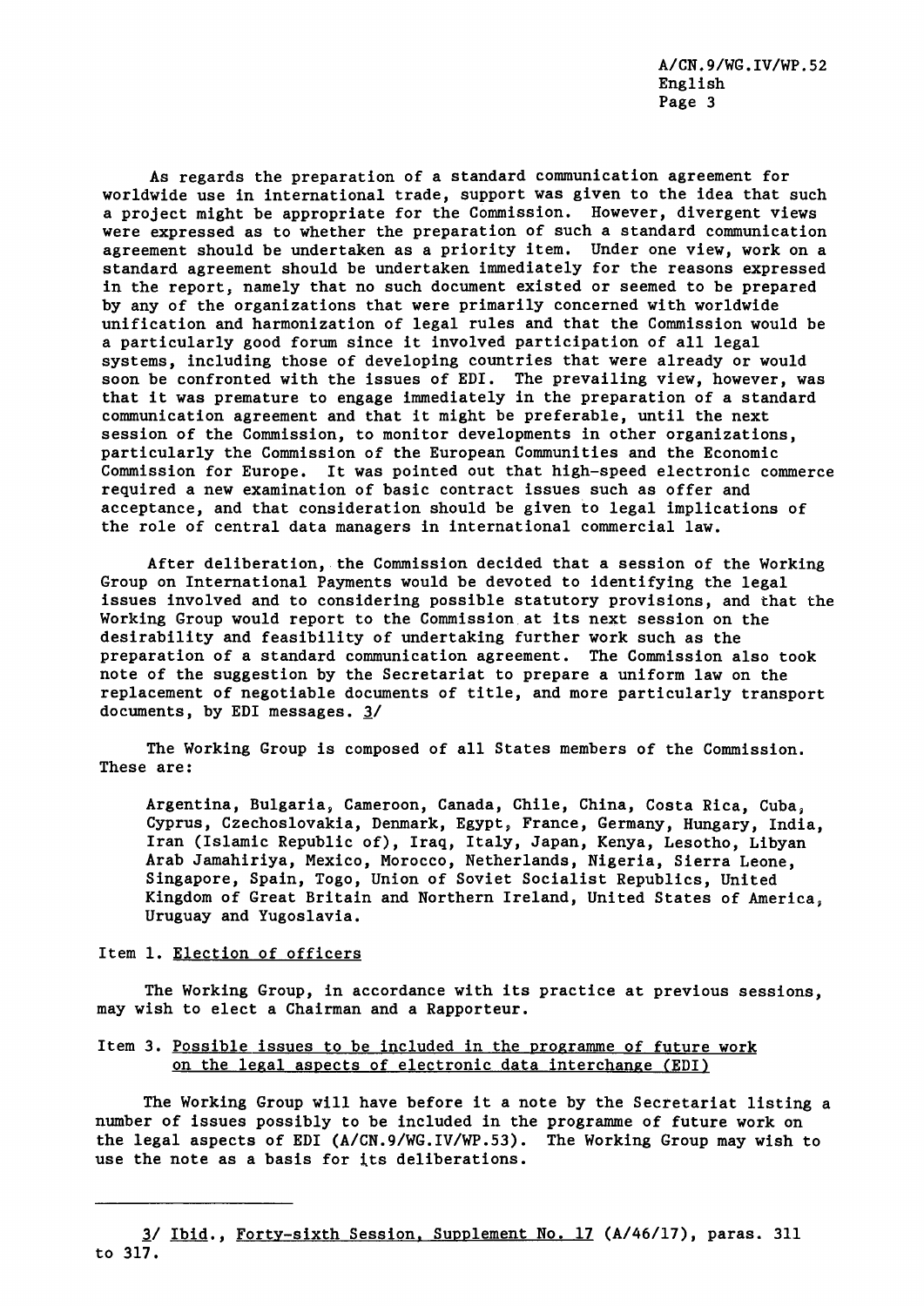As regards the preparation of a standard communication agreement for worldwide use in international trade, support was given to the idea that such a project might be appropriate for the Commission. However, divergent views were expressed as to whether the preparation of such a standard communication agreement should be undertaken as a priority item. Under one view, work on a standard agreement should be undertaken immediately for the reasons expressed in the report, namely that no such document existed or seemed to be prepared by any of the organizations that were primarily concerned with worldwide unification and harmonization of legal rules and that the Commission would be a particularly good forum since it involved participation of all legal systems, including those of developing countries that were already or would soon be confronted with the issues of EDI. The prevailing view, however, was that it was premature to engage immediately in the preparation of a standard communication agreement and that it might be preferable, until the next session of the Commission, to monitor developments in other organizations, particularly the Commission of the European Communities and the Economic Commission for Europe. It was pointed out that high-speed electronic commerce required a new examination of basic contract issues such as offer and acceptance, and that consideration should be given to legal implications of the role of central data managers in international commercial law.

After deliberation, the Commission decided that a session of the Working Group on International Payments would be devoted to identifying the legal issues involved and to considering possible statutory provisions, and that the Working Group would report to the Commission at its next session on the desirability and feasibility of undertaking further work such as the preparation of a standard communication agreement. The Commission also took note of the suggestion by the Secretariat to prepare a uniform law on the replacement of negotiable documents of title, and more particularly transport documents, by EDI messages. 3/

The Working Group is composed of all States members of the Commission. These are:

> Argentina, Bulgaria, Cameroon, Canada, Chile, China, Costa Rica, Cuba, Cyprus, Czechoslovakia, Denmark, Egypt, France, Germany, Hungary, India, Iran (Islamic Republic of), Iraq, Italy, Japan, Kenya, Lesotho, Libyan Arab Jamahiriya, Mexico, Morocco, Netherlands, Nigeria, Sierra Leone, Singapore, Spain, Togo, Union of Soviet Socialist Republics, United Kingdom of Great Britain and Northern Ireland, United States of America, Uruguay and Yugoslavia.

## Item 1. Election of officers

The Working Group, in accordance with its practice at previous sessions, may wish to elect a Chairman and a Rapporteur.

## Item 3. Possible issues to be included in the programme of future work on the legal aspects of electronic data interchange (EDI)

The Working Group will have before it a note by the Secretariat listing a number of issues possibly to be included in the programme of future work on the legal aspects of EDI (A/CN.9/WG.IV/WP.53). The Working Group may wish to use the note as a basis for its deliberations.

---

3/ Ibid., Forty-sixth Session, Supplement No. 17 (A/46/17), paras. 311 to 317.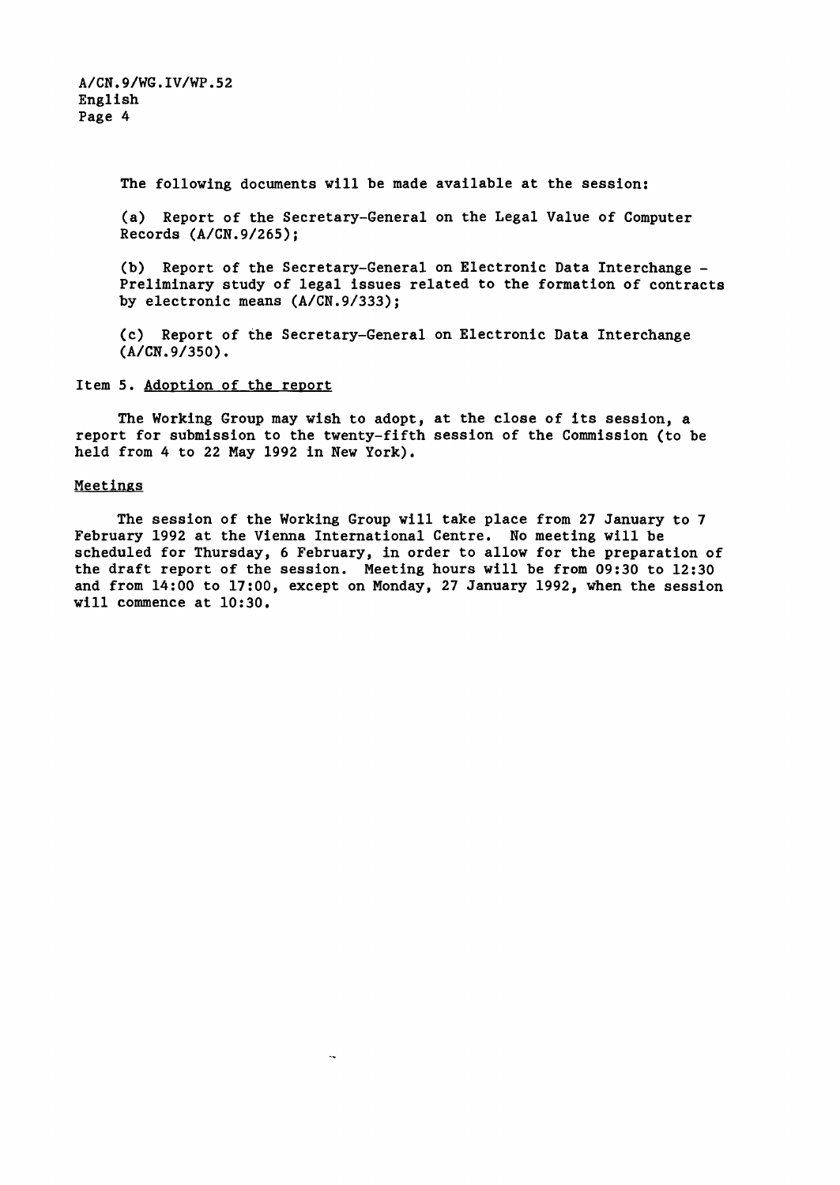The following documents will be made available at the session:

(a) Report of the Secretary-General on the Legal Value of Computer Records (A/CN.9/265);

(b) Report of the Secretary-General on Electronic Data Interchange - Preliminary study of legal issues related to the formation of contracts by electronic means (A/CN.9/333);

(c) Report of the Secretary-General on Electronic Data Interchange (A/CN.9/350).

Item 5. Adoption of the report

The Working Group may wish to adopt, at the close of its session, a report for submission to the twenty-fifth session of the Commission (to be held from 4 to 22 May 1992 in New York).

Meetings

The session of the Working Group will take place from 27 January to 7 February 1992 at the Vienna International Centre. No meeting will be scheduled for Thursday, 6 February, in order to allow for the preparation of the draft report of the session. Meeting hours will be from 09:30 to 12:30 and from 14:00 to 17:00, except on Monday, 27 January 1992, when the session will commence at 10:30.